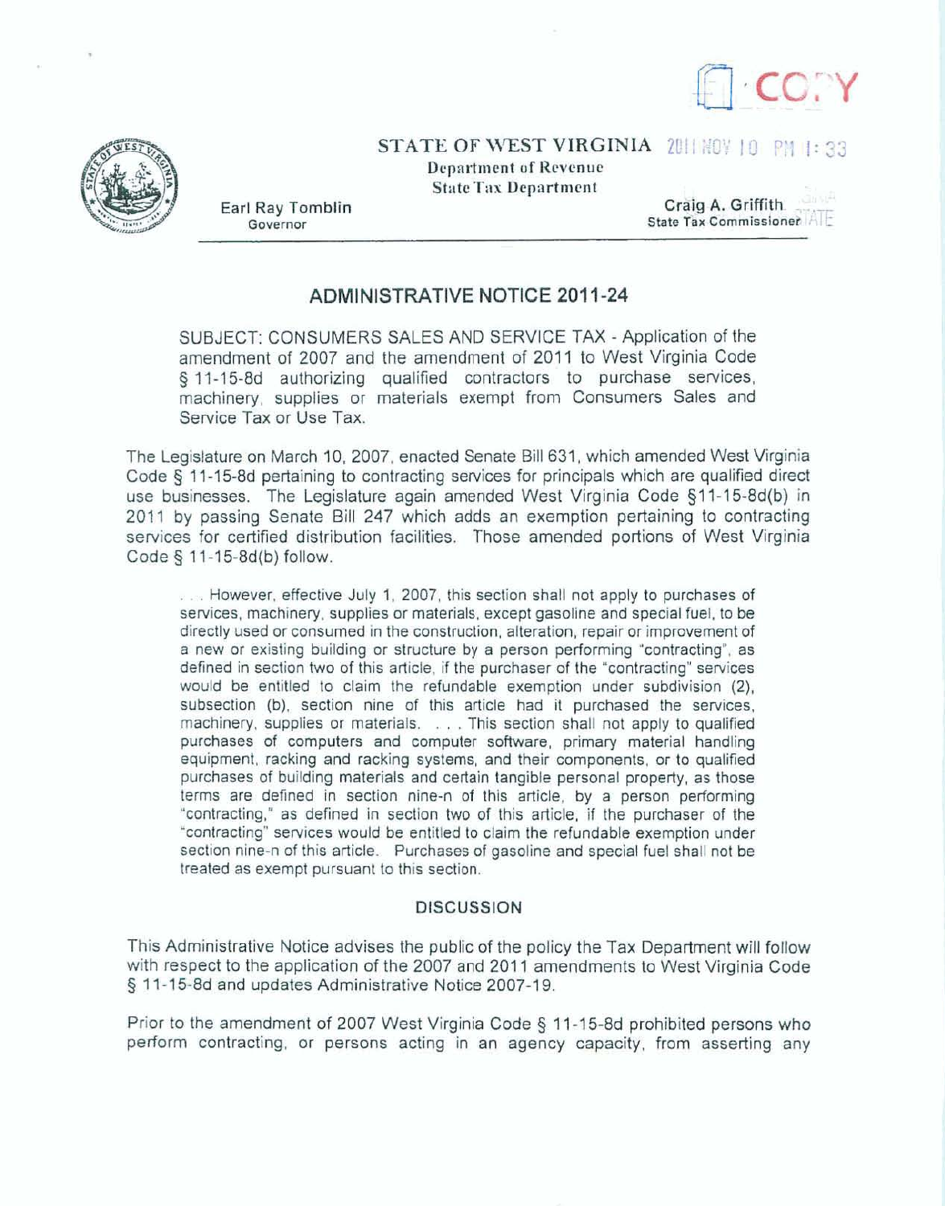COPY

STATE OF WEST VIRGINIA 2011 NOV 10 PM 1:33

Department of Revenue
State Tax Department

Earl Ray Tomblin
Governor

Craig A. Griffith
State Tax Commissioner

## ADMINISTRATIVE NOTICE 2011-24

SUBJECT: CONSUMERS SALES AND SERVICE TAX - Application of the amendment of 2007 and the amendment of 2011 to West Virginia Code § 11-15-8d authorizing qualified contractors to purchase services, machinery, supplies or materials exempt from Consumers Sales and Service Tax or Use Tax.

The Legislature on March 10, 2007, enacted Senate Bill 631, which amended West Virginia Code § 11-15-8d pertaining to contracting services for principals which are qualified direct use businesses. The Legislature again amended West Virginia Code §11-15-8d(b) in 2011 by passing Senate Bill 247 which adds an exemption pertaining to contracting services for certified distribution facilities. Those amended portions of West Virginia Code § 11-15-8d(b) follow.

> . . . However, effective July 1, 2007, this section shall not apply to purchases of services, machinery, supplies or materials, except gasoline and special fuel, to be directly used or consumed in the construction, alteration, repair or improvement of a new or existing building or structure by a person performing "contracting", as defined in section two of this article, if the purchaser of the "contracting" services would be entitled to claim the refundable exemption under subdivision (2), subsection (b), section nine of this article had it purchased the services, machinery, supplies or materials. . . . This section shall not apply to qualified purchases of computers and computer software, primary material handling equipment, racking and racking systems, and their components, or to qualified purchases of building materials and certain tangible personal property, as those terms are defined in section nine-n of this article, by a person performing "contracting," as defined in section two of this article, if the purchaser of the "contracting" services would be entitled to claim the refundable exemption under section nine-n of this article. Purchases of gasoline and special fuel shall not be treated as exempt pursuant to this section.

### DISCUSSION

This Administrative Notice advises the public of the policy the Tax Department will follow with respect to the application of the 2007 and 2011 amendments to West Virginia Code § 11-15-8d and updates Administrative Notice 2007-19.

Prior to the amendment of 2007 West Virginia Code § 11-15-8d prohibited persons who perform contracting, or persons acting in an agency capacity, from asserting any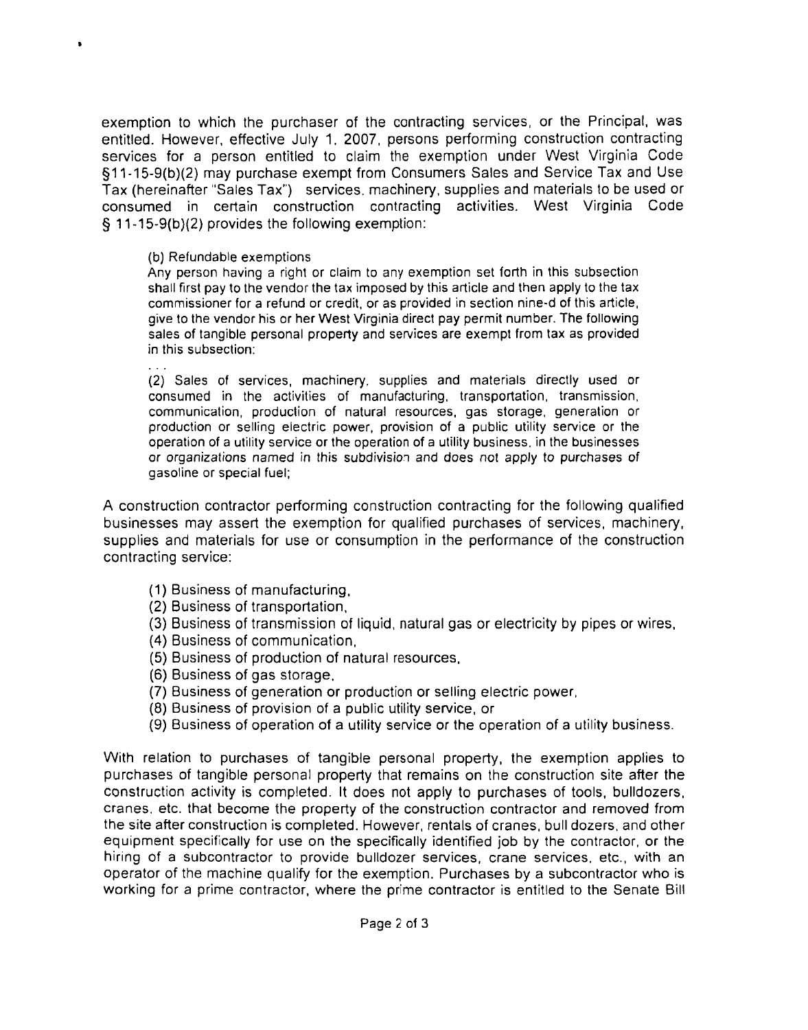exemption to which the purchaser of the contracting services, or the Principal, was entitled. However, effective July 1, 2007, persons performing construction contracting services for a person entitled to claim the exemption under West Virginia Code §11-15-9(b)(2) may purchase exempt from Consumers Sales and Service Tax and Use Tax (hereinafter "Sales Tax") services, machinery, supplies and materials to be used or consumed in certain construction contracting activities. West Virginia Code § 11-15-9(b)(2) provides the following exemption:

> (b) Refundable exemptions
> Any person having a right or claim to any exemption set forth in this subsection shall first pay to the vendor the tax imposed by this article and then apply to the tax commissioner for a refund or credit, or as provided in section nine-d of this article, give to the vendor his or her West Virginia direct pay permit number. The following sales of tangible personal property and services are exempt from tax as provided in this subsection:
>
> . . .
>
> (2) Sales of services, machinery, supplies and materials directly used or consumed in the activities of manufacturing, transportation, transmission, communication, production of natural resources, gas storage, generation or production or selling electric power, provision of a public utility service or the operation of a utility service or the operation of a utility business, in the businesses or organizations named in this subdivision and does not apply to purchases of gasoline or special fuel;

A construction contractor performing construction contracting for the following qualified businesses may assert the exemption for qualified purchases of services, machinery, supplies and materials for use or consumption in the performance of the construction contracting service:

(1) Business of manufacturing,
(2) Business of transportation,
(3) Business of transmission of liquid, natural gas or electricity by pipes or wires,
(4) Business of communication,
(5) Business of production of natural resources,
(6) Business of gas storage,
(7) Business of generation or production or selling electric power,
(8) Business of provision of a public utility service, or
(9) Business of operation of a utility service or the operation of a utility business.

With relation to purchases of tangible personal property, the exemption applies to purchases of tangible personal property that remains on the construction site after the construction activity is completed. It does not apply to purchases of tools, bulldozers, cranes, etc. that become the property of the construction contractor and removed from the site after construction is completed. However, rentals of cranes, bull dozers, and other equipment specifically for use on the specifically identified job by the contractor, or the hiring of a subcontractor to provide bulldozer services, crane services, etc., with an operator of the machine qualify for the exemption. Purchases by a subcontractor who is working for a prime contractor, where the prime contractor is entitled to the Senate Bill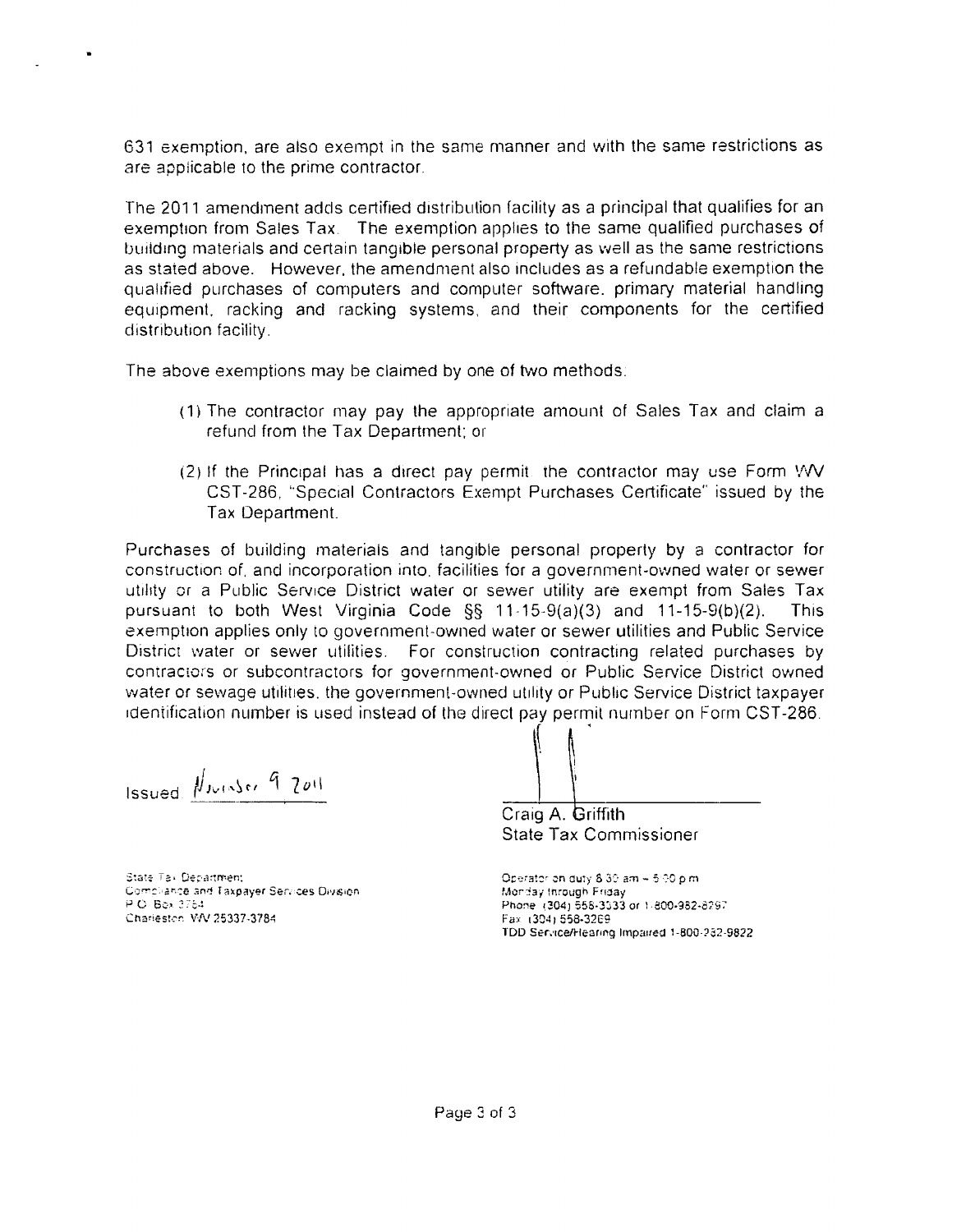631 exemption, are also exempt in the same manner and with the same restrictions as are applicable to the prime contractor.

The 2011 amendment adds certified distribution facility as a principal that qualifies for an exemption from Sales Tax. The exemption applies to the same qualified purchases of building materials and certain tangible personal property as well as the same restrictions as stated above. However, the amendment also includes as a refundable exemption the qualified purchases of computers and computer software, primary material handling equipment, racking and racking systems, and their components for the certified distribution facility.

The above exemptions may be claimed by one of two methods:

(1) The contractor may pay the appropriate amount of Sales Tax and claim a refund from the Tax Department; or

(2) If the Principal has a direct pay permit the contractor may use Form WV CST-286, "Special Contractors Exempt Purchases Certificate" issued by the Tax Department.

Purchases of building materials and tangible personal property by a contractor for construction of, and incorporation into, facilities for a government-owned water or sewer utility or a Public Service District water or sewer utility are exempt from Sales Tax pursuant to both West Virginia Code §§ 11-15-9(a)(3) and 11-15-9(b)(2). This exemption applies only to government-owned water or sewer utilities and Public Service District water or sewer utilities. For construction contracting related purchases by contractors or subcontractors for government-owned or Public Service District owned water or sewage utilities, the government-owned utility or Public Service District taxpayer identification number is used instead of the direct pay permit number on Form CST-286.

Issued November 9 2011

Craig A. Griffith
State Tax Commissioner

State Tax Department
Compliance and Taxpayer Services Division
P.O. Box 3784
Charleston, WV 25337-3784

Operator on duty 8:30 am – 5:00 p.m.
Monday through Friday
Phone (304) 558-3333 or 1-800-982-8297
Fax (304) 558-3269
TDD Service/Hearing Impaired 1-800-982-9822